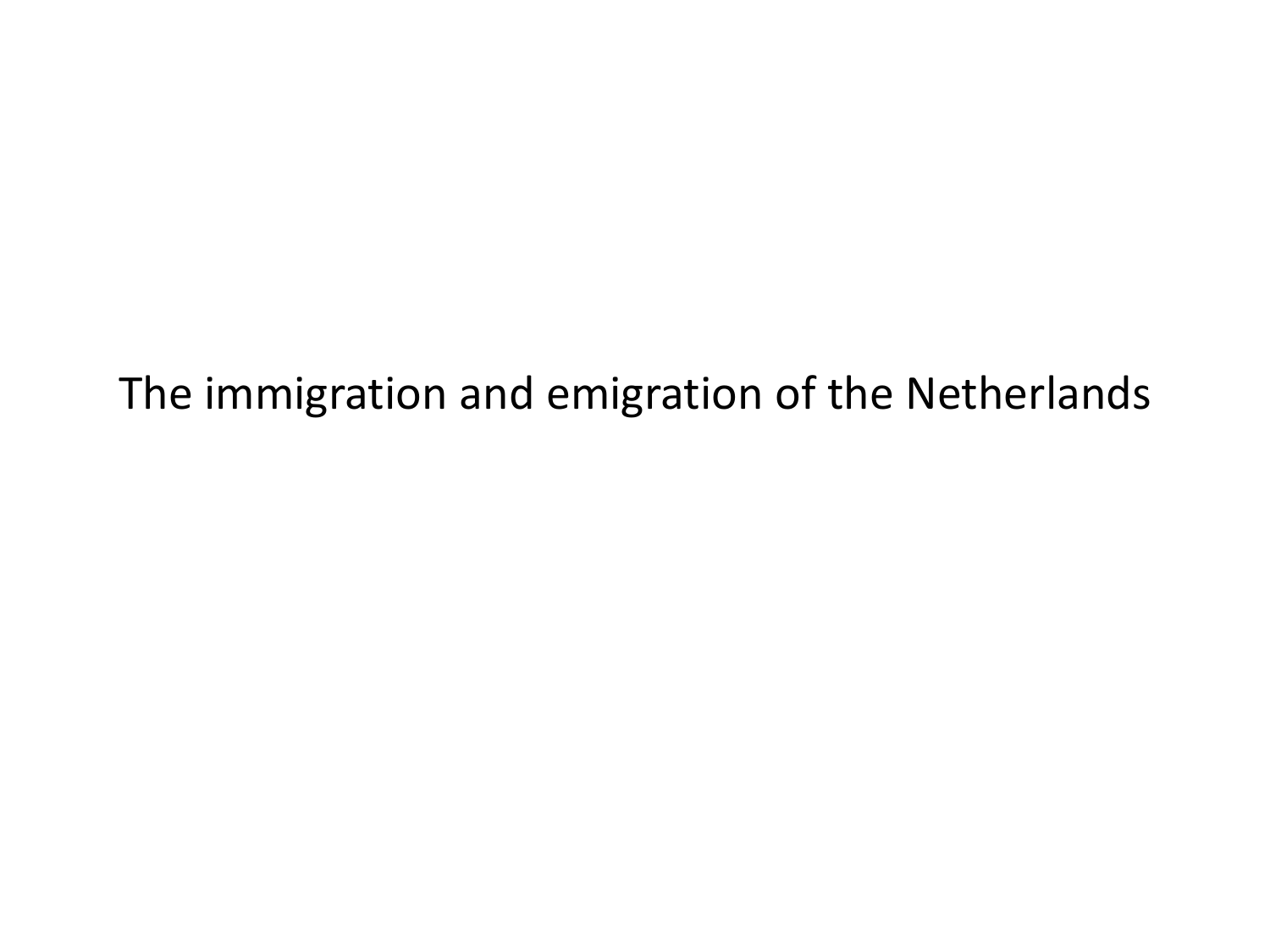# The immigration and emigration of the Netherlands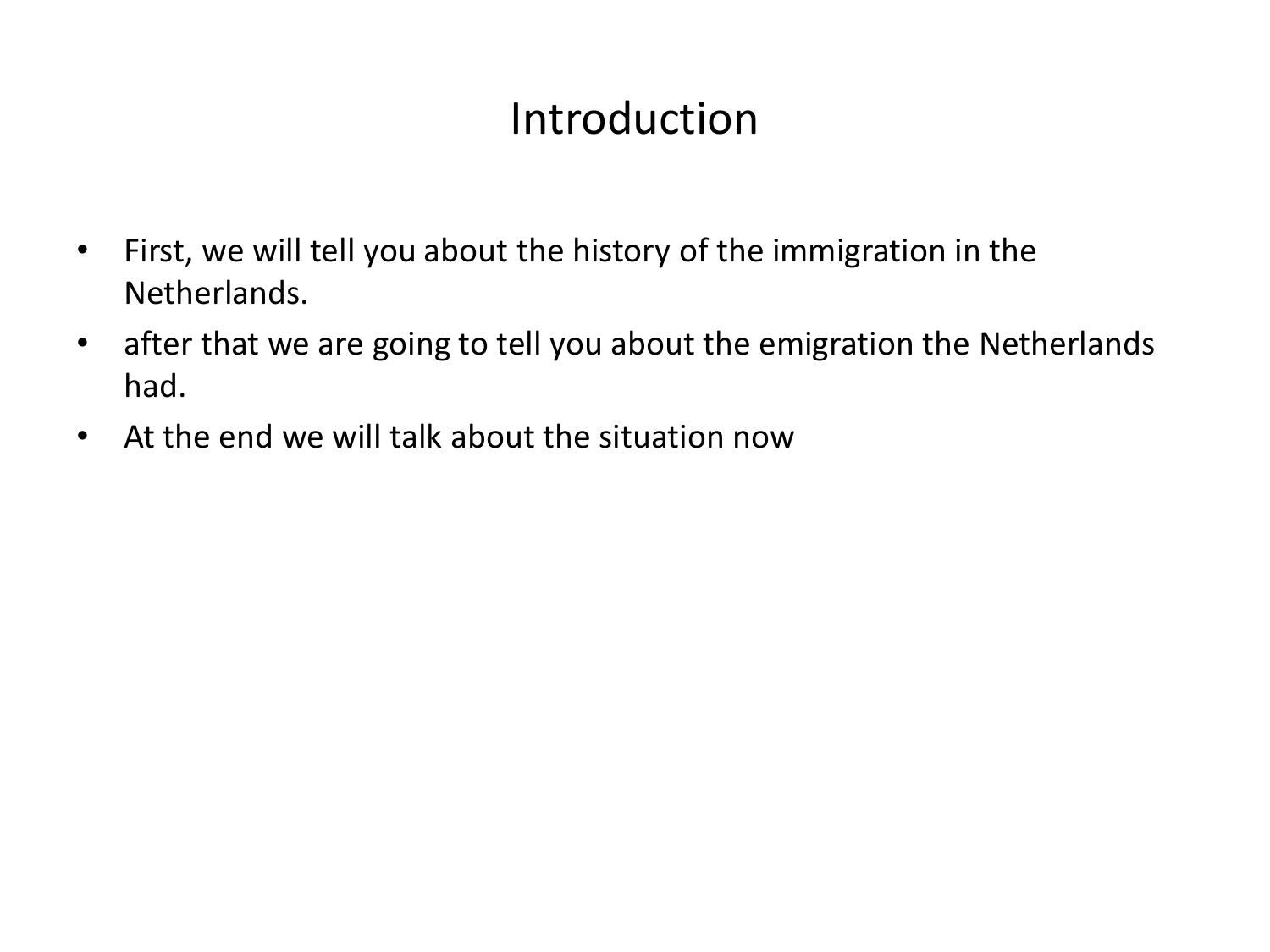# Introduction

- First, we will tell you about the history of the immigration in the Netherlands.
- after that we are going to tell you about the emigration the Netherlands had.
- At the end we will talk about the situation now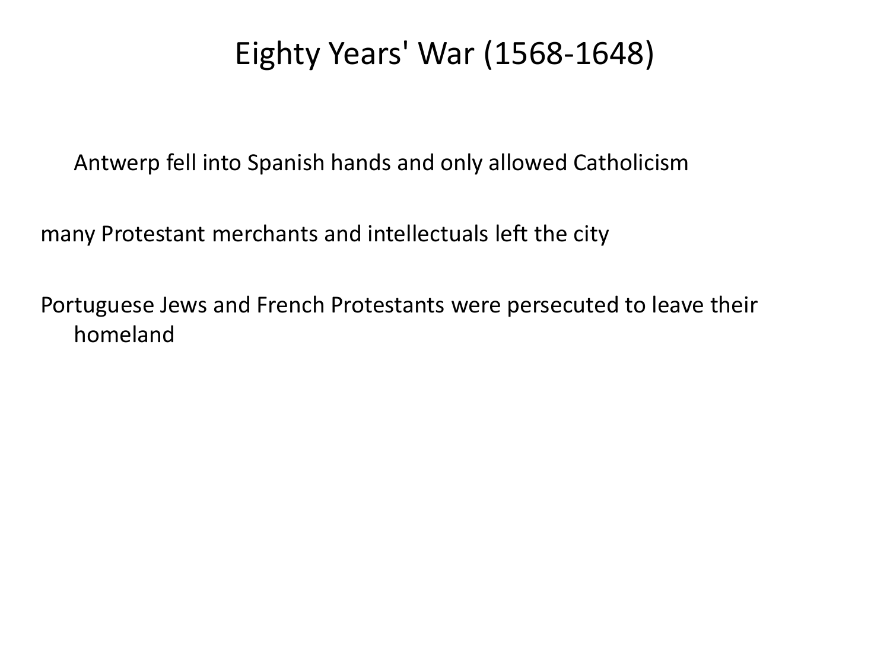# Eighty Years' War (1568-1648)

Antwerp fell into Spanish hands and only allowed Catholicism

many Protestant merchants and intellectuals left the city

Portuguese Jews and French Protestants were persecuted to leave their homeland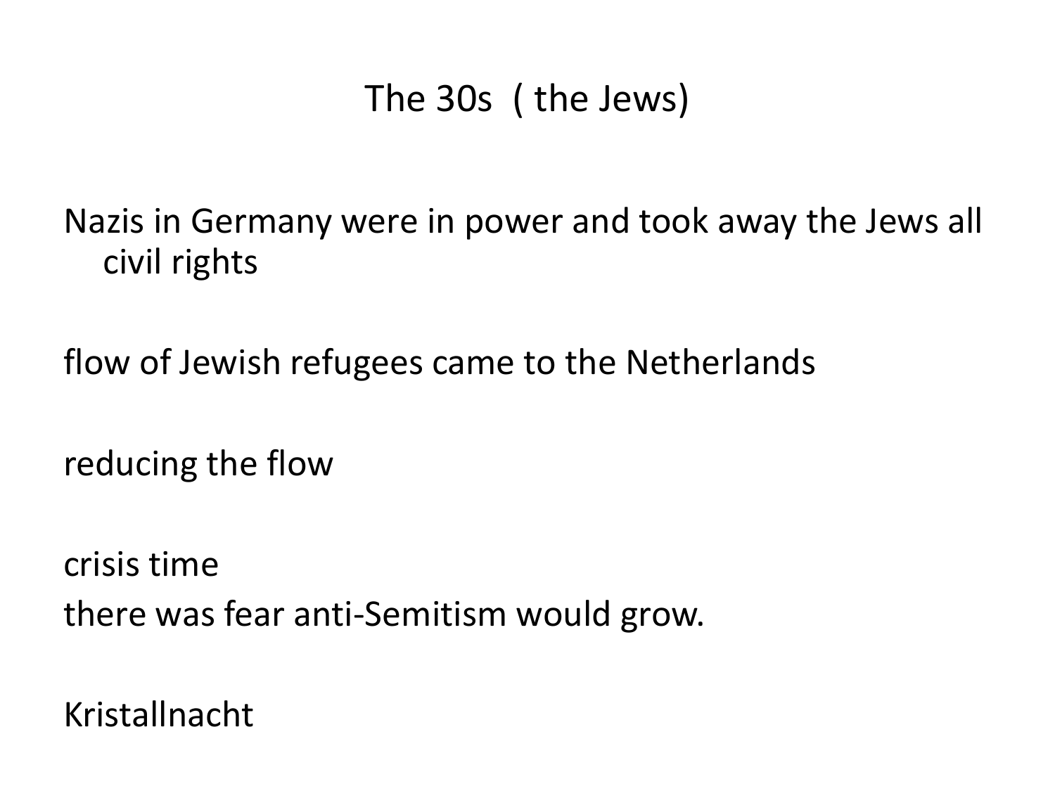# The 30s ( the Jews)

Nazis in Germany were in power and took away the Jews all civil rights

flow of Jewish refugees came to the Netherlands

reducing the flow

crisis time
there was fear anti-Semitism would grow.

Kristallnacht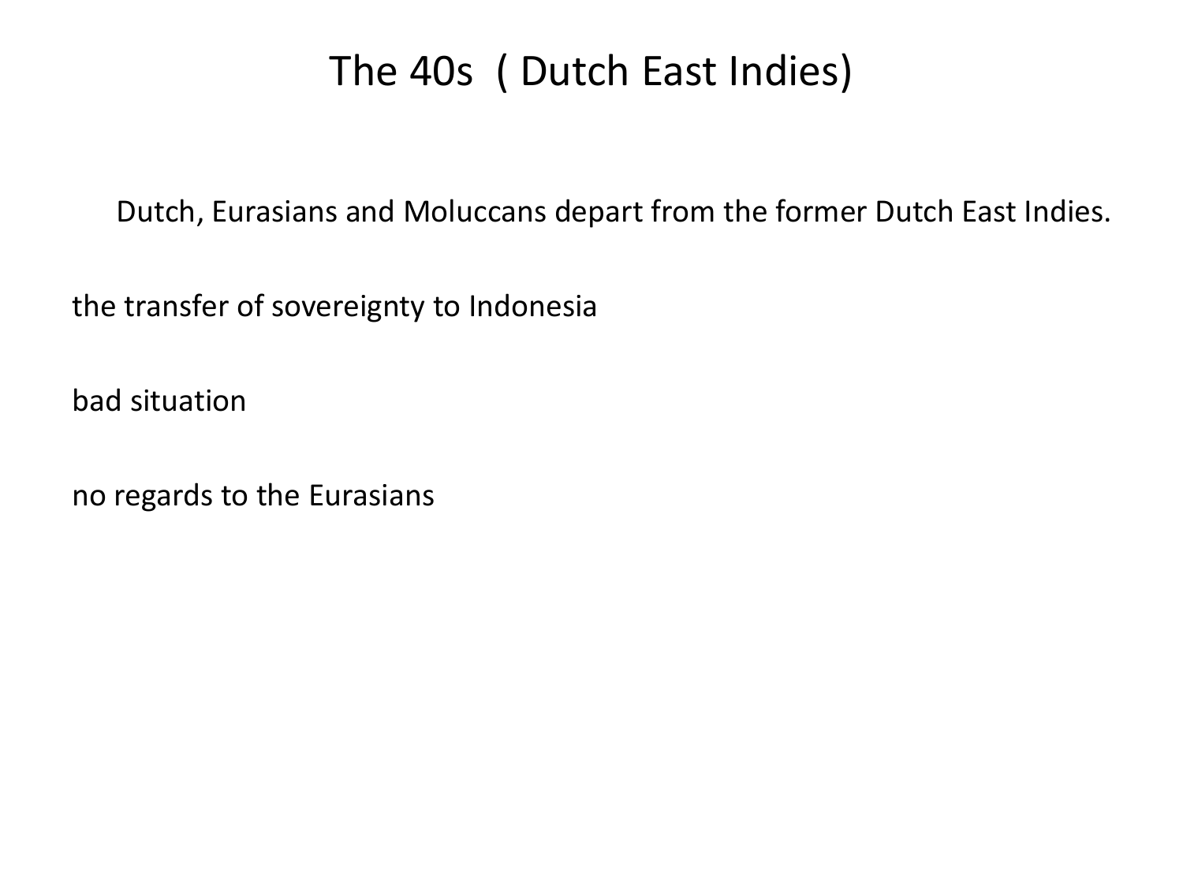# The 40s ( Dutch East Indies)

Dutch, Eurasians and Moluccans depart from the former Dutch East Indies.

the transfer of sovereignty to Indonesia

bad situation

no regards to the Eurasians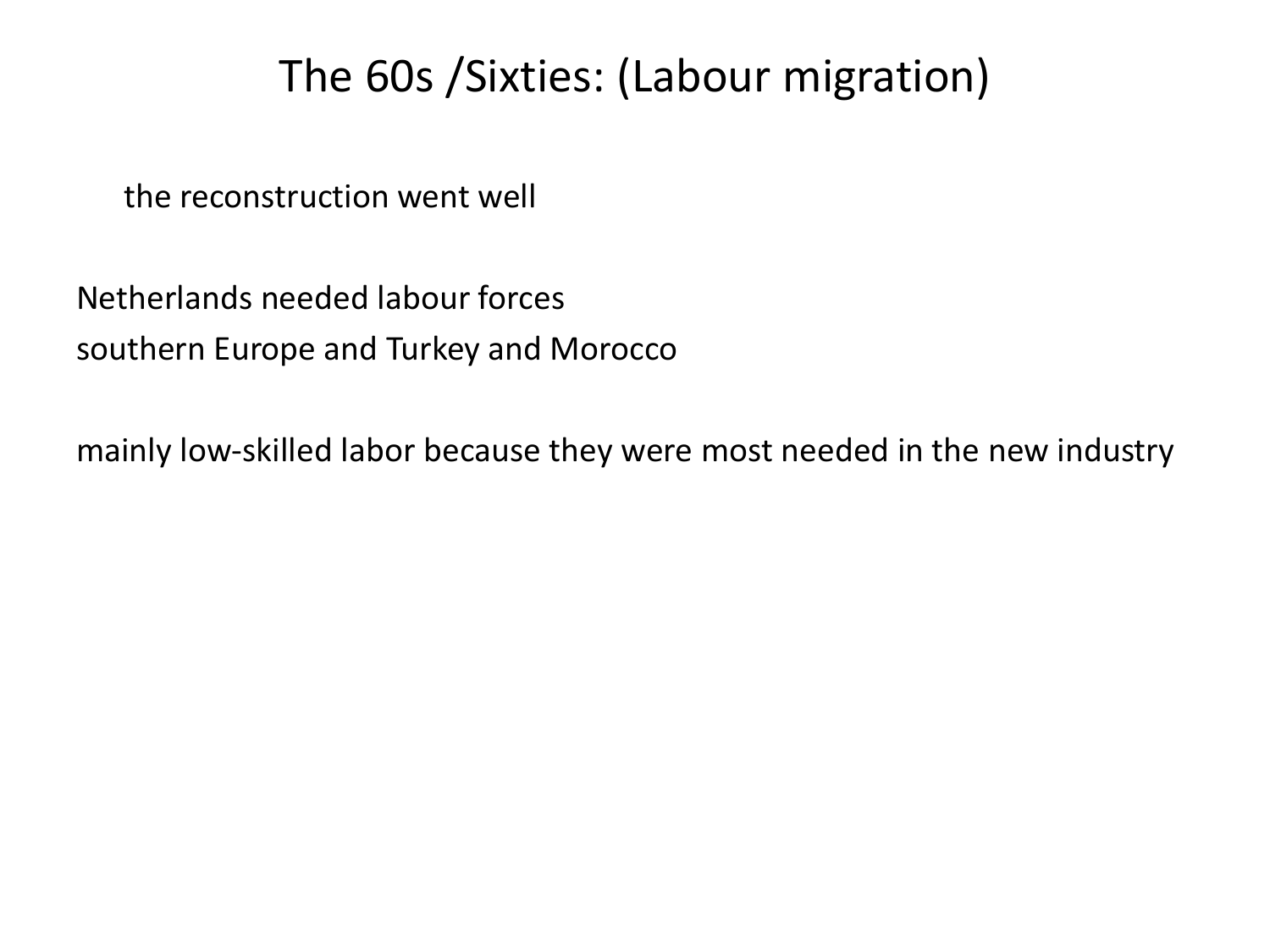# The 60s /Sixties: (Labour migration)

the reconstruction went well

Netherlands needed labour forces
southern Europe and Turkey and Morocco

mainly low-skilled labor because they were most needed in the new industry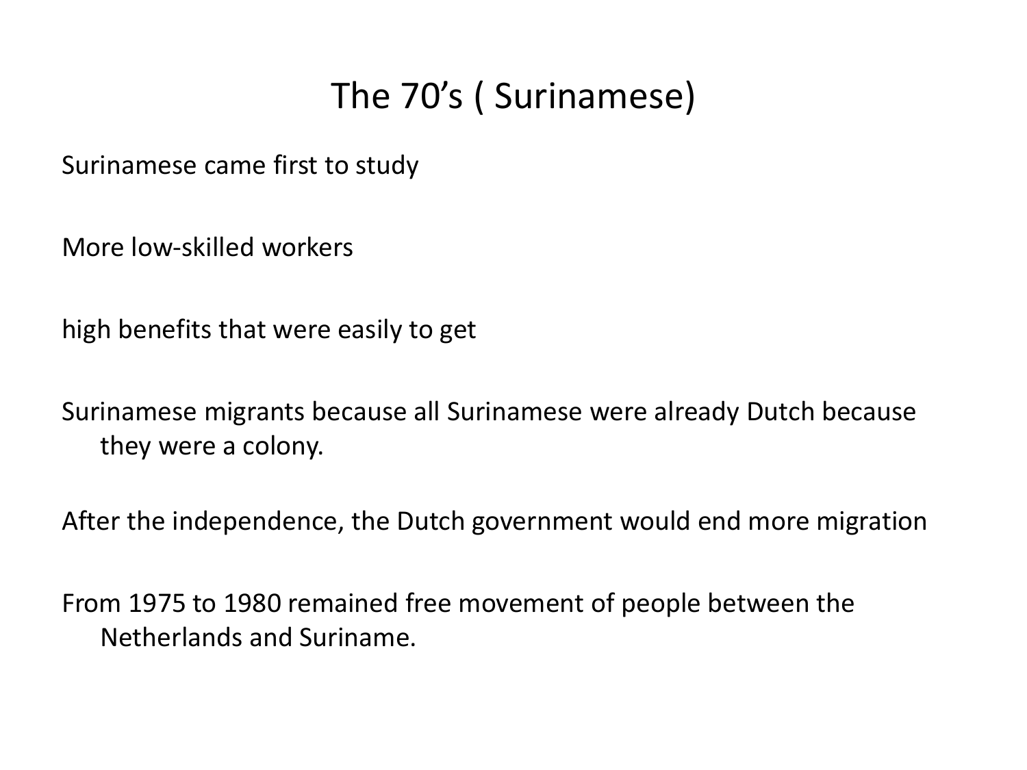# The 70's ( Surinamese)

Surinamese came first to study

More low-skilled workers

high benefits that were easily to get

Surinamese migrants because all Surinamese were already Dutch because they were a colony.

After the independence, the Dutch government would end more migration

From 1975 to 1980 remained free movement of people between the Netherlands and Suriname.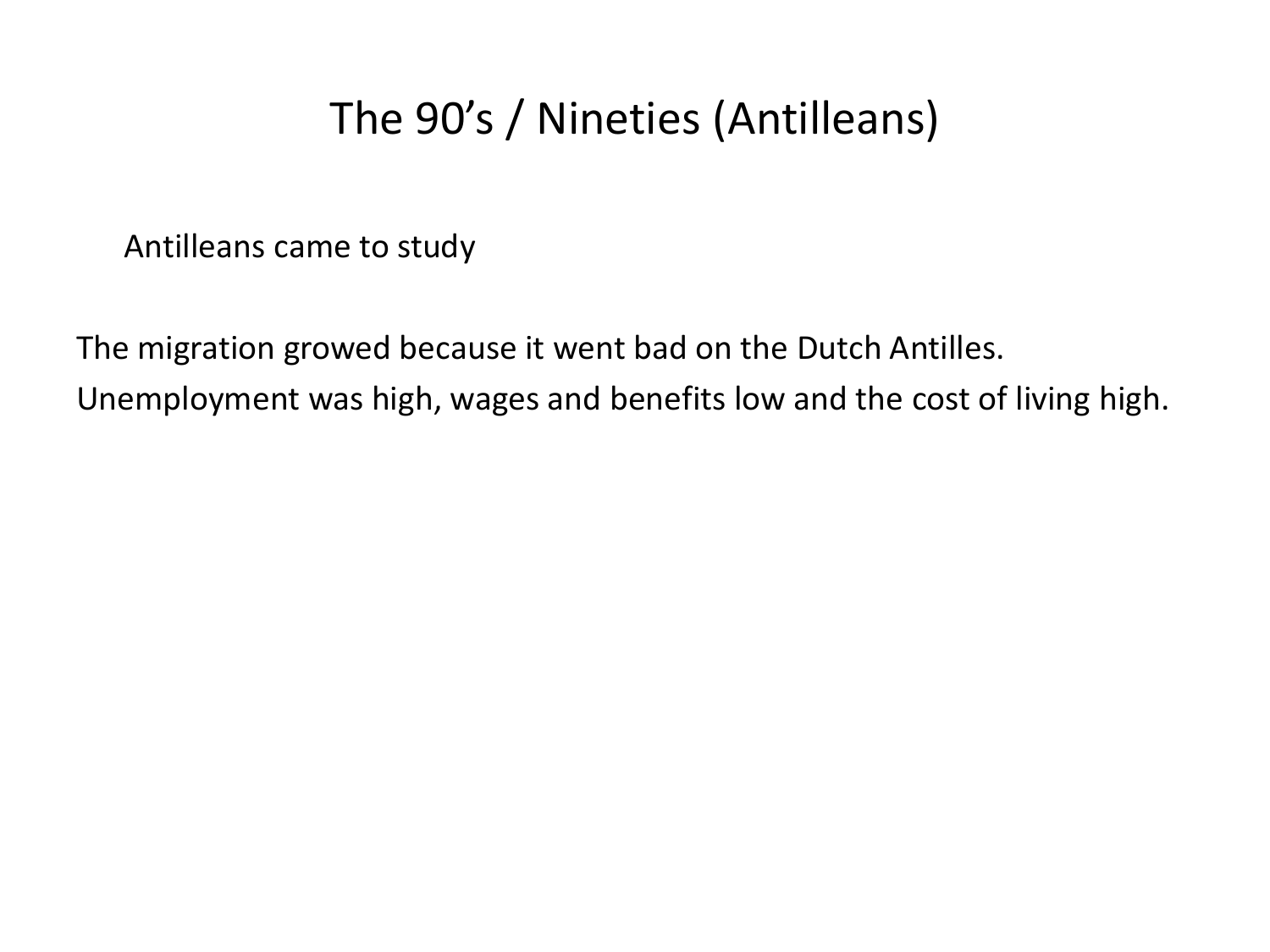# The 90's / Nineties (Antilleans)

Antilleans came to study

The migration growed because it went bad on the Dutch Antilles.

Unemployment was high, wages and benefits low and the cost of living high.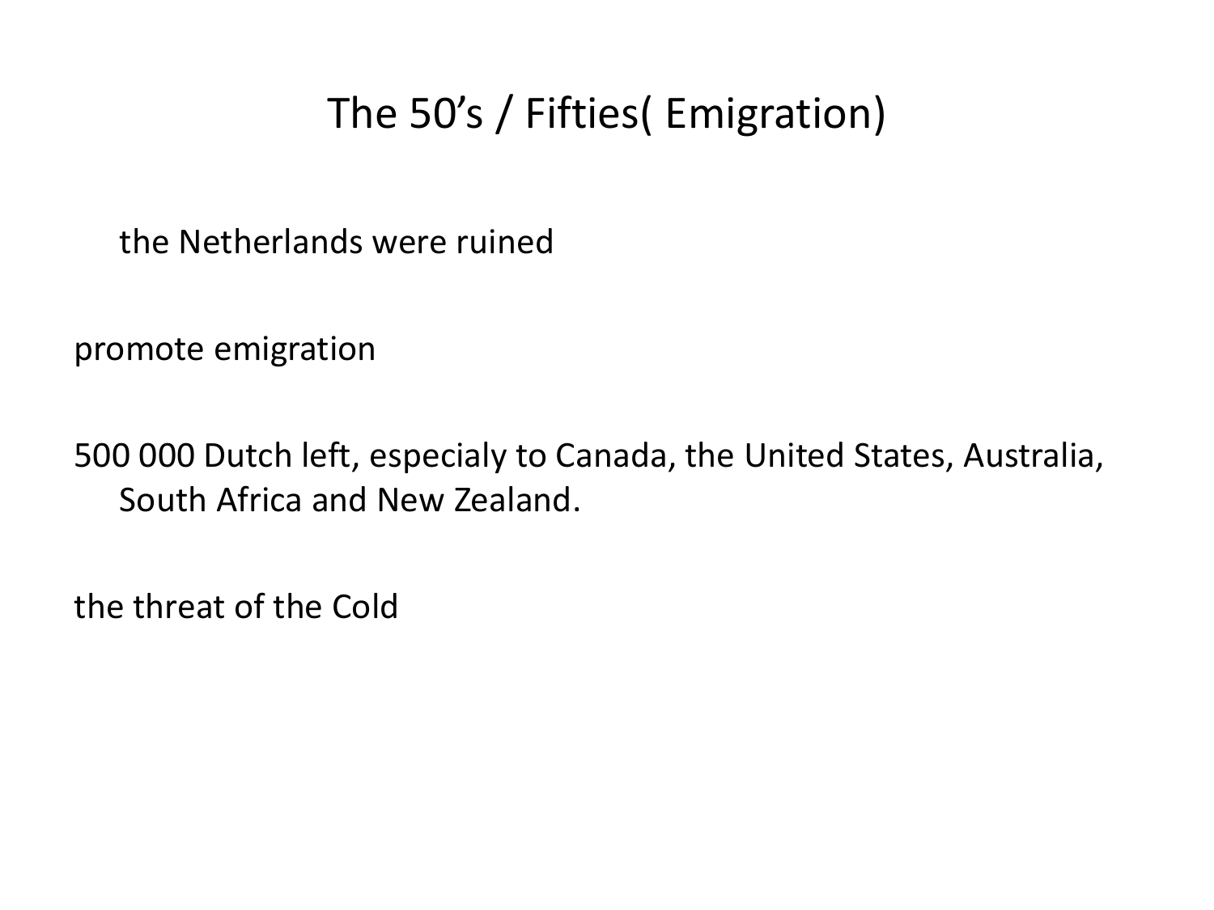# The 50’s / Fifties( Emigration)

the Netherlands were ruined

promote emigration

500 000 Dutch left, especialy to Canada, the United States, Australia, South Africa and New Zealand.

the threat of the Cold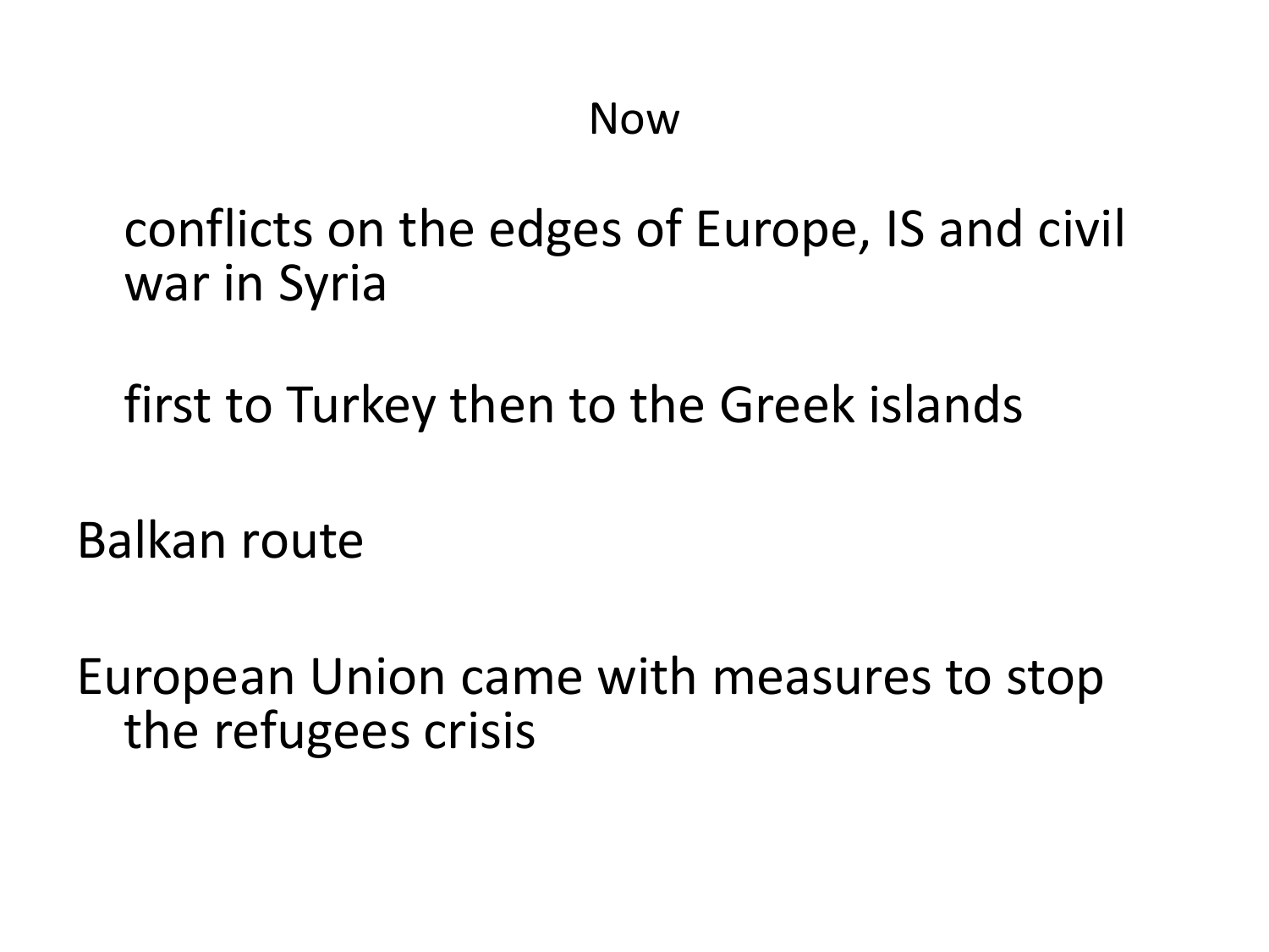# Now

conflicts on the edges of Europe, IS and civil war in Syria

first to Turkey then to the Greek islands

Balkan route

European Union came with measures to stop the refugees crisis